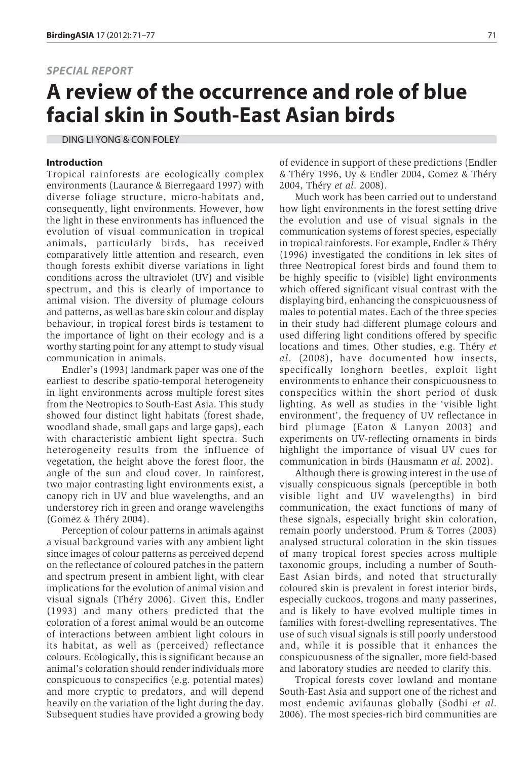*SPECIAL REPORT*

# A review of the occurrence and role of blue facial skin in South-East Asian birds

DING LI YONG & CON FOLEY

## Introduction

Tropical rainforests are ecologically complex environments (Laurance & Bierregaard 1997) with diverse foliage structure, micro-habitats and, consequently, light environments. However, how the light in these environments has influenced the evolution of visual communication in tropical animals, particularly birds, has received comparatively little attention and research, even though forests exhibit diverse variations in light conditions across the ultraviolet (UV) and visible spectrum, and this is clearly of importance to animal vision. The diversity of plumage colours and patterns, as well as bare skin colour and display behaviour, in tropical forest birds is testament to the importance of light on their ecology and is a worthy starting point for any attempt to study visual communication in animals.

Endler's (1993) landmark paper was one of the earliest to describe spatio-temporal heterogeneity in light environments across multiple forest sites from the Neotropics to South-East Asia. This study showed four distinct light habitats (forest shade, woodland shade, small gaps and large gaps), each with characteristic ambient light spectra. Such heterogeneity results from the influence of vegetation, the height above the forest floor, the angle of the sun and cloud cover. In rainforest, two major contrasting light environments exist, a canopy rich in UV and blue wavelengths, and an understorey rich in green and orange wavelengths (Gomez & Théry 2004).

Perception of colour patterns in animals against a visual background varies with any ambient light since images of colour patterns as perceived depend on the reflectance of coloured patches in the pattern and spectrum present in ambient light, with clear implications for the evolution of animal vision and visual signals (Théry 2006). Given this, Endler (1993) and many others predicted that the coloration of a forest animal would be an outcome of interactions between ambient light colours in its habitat, as well as (perceived) reflectance colours. Ecologically, this is significant because an animal's coloration should render individuals more conspicuous to conspecifics (e.g. potential mates) and more cryptic to predators, and will depend heavily on the variation of the light during the day. Subsequent studies have provided a growing body of evidence in support of these predictions (Endler & Théry 1996, Uy & Endler 2004, Gomez & Théry 2004, Théry *et al.* 2008).

Much work has been carried out to understand how light environments in the forest setting drive the evolution and use of visual signals in the communication systems of forest species, especially in tropical rainforests. For example, Endler & Théry (1996) investigated the conditions in lek sites of three Neotropical forest birds and found them to be highly specific to (visible) light environments which offered significant visual contrast with the displaying bird, enhancing the conspicuousness of males to potential mates. Each of the three species in their study had different plumage colours and used differing light conditions offered by specific locations and times. Other studies, e.g. Théry *et al.* (2008), have documented how insects, specifically longhorn beetles, exploit light environments to enhance their conspicuousness to conspecifics within the short period of dusk lighting. As well as studies in the 'visible light environment', the frequency of UV reflectance in bird plumage (Eaton & Lanyon 2003) and experiments on UV-reflecting ornaments in birds highlight the importance of visual UV cues for communication in birds (Hausmann *et al.* 2002).

Although there is growing interest in the use of visually conspicuous signals (perceptible in both visible light and UV wavelengths) in bird communication, the exact functions of many of these signals, especially bright skin coloration, remain poorly understood. Prum & Torres (2003) analysed structural coloration in the skin tissues of many tropical forest species across multiple taxonomic groups, including a number of South-East Asian birds, and noted that structurally coloured skin is prevalent in forest interior birds, especially cuckoos, trogons and many passerines, and is likely to have evolved multiple times in families with forest-dwelling representatives. The use of such visual signals is still poorly understood and, while it is possible that it enhances the conspicuousness of the signaller, more field-based and laboratory studies are needed to clarify this.

Tropical forests cover lowland and montane South-East Asia and support one of the richest and most endemic avifaunas globally (Sodhi *et al.* 2006). The most species-rich bird communities are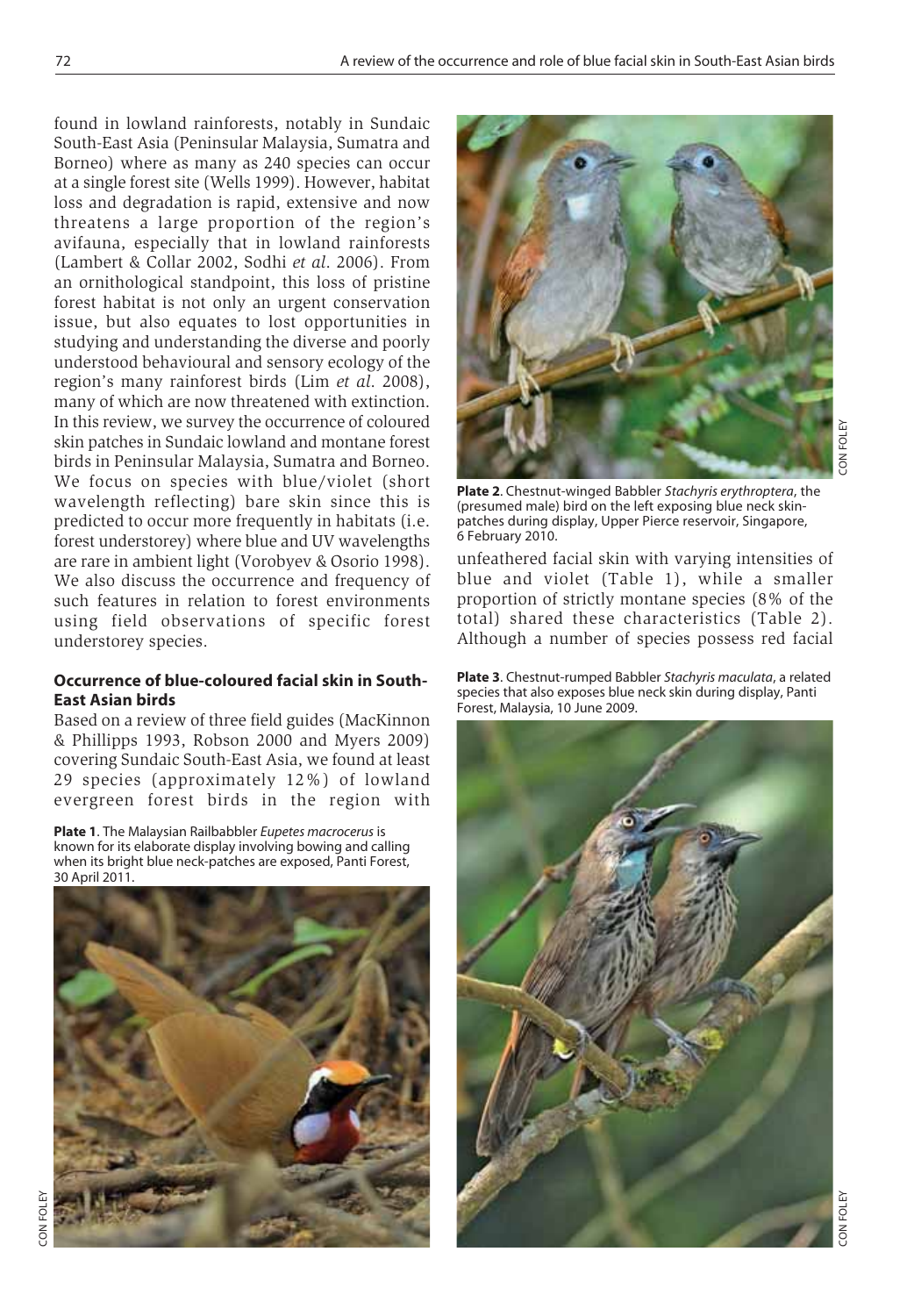found in lowland rainforests, notably in Sundaic South-East Asia (Peninsular Malaysia, Sumatra and Borneo) where as many as 240 species can occur at a single forest site (Wells 1999). However, habitat loss and degradation is rapid, extensive and now threatens a large proportion of the region's avifauna, especially that in lowland rainforests (Lambert & Collar 2002, Sodhi *et al.* 2006). From an ornithological standpoint, this loss of pristine forest habitat is not only an urgent conservation issue, but also equates to lost opportunities in studying and understanding the diverse and poorly understood behavioural and sensory ecology of the region's many rainforest birds (Lim *et al.* 2008), many of which are now threatened with extinction. In this review, we survey the occurrence of coloured skin patches in Sundaic lowland and montane forest birds in Peninsular Malaysia, Sumatra and Borneo. We focus on species with blue/violet (short wavelength reflecting) bare skin since this is predicted to occur more frequently in habitats (i.e. forest understorey) where blue and UV wavelengths are rare in ambient light (Vorobyev & Osorio 1998). We also discuss the occurrence and frequency of such features in relation to forest environments using field observations of specific forest understorey species.

## Occurrence of blue-coloured facial skin in South-East Asian birds

Based on a review of three field guides (MacKinnon & Phillipps 1993, Robson 2000 and Myers 2009) covering Sundaic South-East Asia, we found at least 29 species (approximately 12%) of lowland evergreen forest birds in the region with unfeathered facial skin with varying intensities of blue and violet (Table 1), while a smaller proportion of strictly montane species (8% of the total) shared these characteristics (Table 2). Although a number of species possess red facial

**Plate 1**. The Malaysian Railbabbler *Eupetes macrocerus* is known for its elaborate display involving bowing and calling when its bright blue neck-patches are exposed, Panti Forest, 30 April 2011.

CON FOLEY

**Plate 2**. Chestnut-winged Babbler *Stachyris erythroptera*, the (presumed male) bird on the left exposing blue neck skin-patches during display, Upper Pierce reservoir, Singapore, 6 February 2010.

CON FOLEY

**Plate 3**. Chestnut-rumped Babbler *Stachyris maculata*, a related species that also exposes blue neck skin during display, Panti Forest, Malaysia, 10 June 2009.

CON FOLEY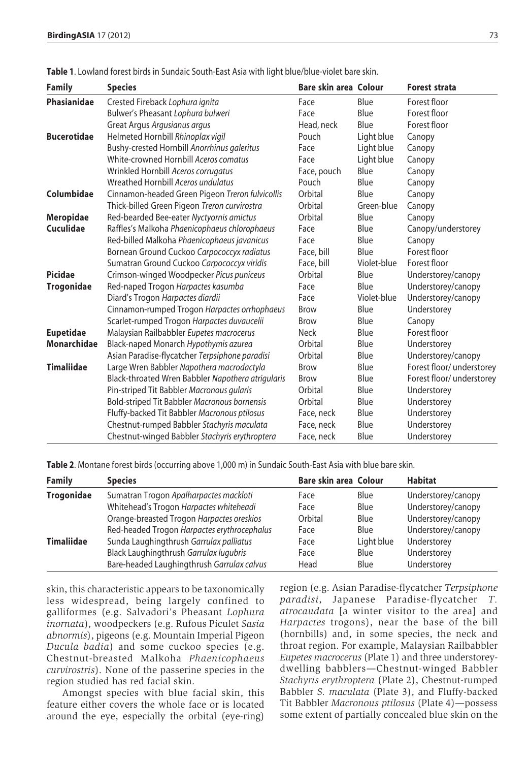**Table 1**. Lowland forest birds in Sundaic South-East Asia with light blue/blue-violet bare skin.

| Family | Species | Bare skin area | Colour | Forest strata |
|---|---|---|---|---|
| **Phasianidae** | Crested Fireback *Lophura ignita* | Face | Blue | Forest floor |
| | Bulwer's Pheasant *Lophura bulweri* | Face | Blue | Forest floor |
| | Great Argus *Argusianus argus* | Head, neck | Blue | Forest floor |
| **Bucerotidae** | Helmeted Hornbill *Rhinoplax vigil* | Pouch | Light blue | Canopy |
| | Bushy-crested Hornbill *Anorrhinus galeritus* | Face | Light blue | Canopy |
| | White-crowned Hornbill *Aceros comatus* | Face | Light blue | Canopy |
| | Wrinkled Hornbill *Aceros corrugatus* | Face, pouch | Blue | Canopy |
| | Wreathed Hornbill *Aceros undulatus* | Pouch | Blue | Canopy |
| **Columbidae** | Cinnamon-headed Green Pigeon *Treron fulvicollis* | Orbital | Blue | Canopy |
| | Thick-billed Green Pigeon *Treron curvirostra* | Orbital | Green-blue | Canopy |
| **Meropidae** | Red-bearded Bee-eater *Nyctyornis amictus* | Orbital | Blue | Canopy |
| **Cuculidae** | Raffles's Malkoha *Phaenicophaeus chlorophaeus* | Face | Blue | Canopy/understorey |
| | Red-billed Malkoha *Phaenicophaeus javanicus* | Face | Blue | Canopy |
| | Bornean Ground Cuckoo *Carpococcyx radiatus* | Face, bill | Blue | Forest floor |
| | Sumatran Ground Cuckoo *Carpococcyx viridis* | Face, bill | Violet-blue | Forest floor |
| **Picidae** | Crimson-winged Woodpecker *Picus puniceus* | Orbital | Blue | Understorey/canopy |
| **Trogonidae** | Red-naped Trogon *Harpactes kasumba* | Face | Blue | Understorey/canopy |
| | Diard's Trogon *Harpactes diardii* | Face | Violet-blue | Understorey/canopy |
| | Cinnamon-rumped Trogon *Harpactes orrhophaeus* | Brow | Blue | Understorey |
| | Scarlet-rumped Trogon *Harpactes duvaucelii* | Brow | Blue | Canopy |
| **Eupetidae** | Malaysian Railbabbler *Eupetes macrocerus* | Neck | Blue | Forest floor |
| **Monarchidae** | Black-naped Monarch *Hypothymis azurea* | Orbital | Blue | Understorey |
| | Asian Paradise-flycatcher *Terpsiphone paradisi* | Orbital | Blue | Understorey/canopy |
| **Timaliidae** | Large Wren Babbler *Napothera macrodactyla* | Brow | Blue | Forest floor/ understorey |
| | Black-throated Wren Babbler *Napothera atrigularis* | Brow | Blue | Forest floor/ understorey |
| | Pin-striped Tit Babbler *Macronous gularis* | Orbital | Blue | Understorey |
| | Bold-striped Tit Babbler *Macronous bornensis* | Orbital | Blue | Understorey |
| | Fluffy-backed Tit Babbler *Macronous ptilosus* | Face, neck | Blue | Understorey |
| | Chestnut-rumped Babbler *Stachyris maculata* | Face, neck | Blue | Understorey |
| | Chestnut-winged Babbler *Stachyris erythroptera* | Face, neck | Blue | Understorey |

**Table 2**. Montane forest birds (occurring above 1,000 m) in Sundaic South-East Asia with blue bare skin.

| Family | Species | Bare skin area | Colour | Habitat |
|---|---|---|---|---|
| **Trogonidae** | Sumatran Trogon *Apalharpactes mackloti* | Face | Blue | Understorey/canopy |
| | Whitehead's Trogon *Harpactes whiteheadi* | Face | Blue | Understorey/canopy |
| | Orange-breasted Trogon *Harpactes oreskios* | Orbital | Blue | Understorey/canopy |
| | Red-headed Trogon *Harpactes erythrocephalus* | Face | Blue | Understorey/canopy |
| **Timaliidae** | Sunda Laughingthrush *Garrulax palliatus* | Face | Light blue | Understorey |
| | Black Laughingthrush *Garrulax lugubris* | Face | Blue | Understorey |
| | Bare-headed Laughingthrush *Garrulax calvus* | Head | Blue | Understorey |

skin, this characteristic appears to be taxonomically less widespread, being largely confined to galliformes (e.g. Salvadori's Pheasant *Lophura inornata*), woodpeckers (e.g. Rufous Piculet *Sasia abnormis*), pigeons (e.g. Mountain Imperial Pigeon *Ducula badia*) and some cuckoo species (e.g. Chestnut-breasted Malkoha *Phaenicophaeus curvirostris*). None of the passerine species in the region studied has red facial skin.

Amongst species with blue facial skin, this feature either covers the whole face or is located around the eye, especially the orbital (eye-ring) region (e.g. Asian Paradise-flycatcher *Terpsiphone paradisi*, Japanese Paradise-flycatcher *T. atrocaudata* [a winter visitor to the area] and *Harpactes* trogons), near the base of the bill (hornbills) and, in some species, the neck and throat region. For example, Malaysian Railbabbler *Eupetes macrocerus* (Plate 1) and three understorey-dwelling babblers—Chestnut-winged Babbler *Stachyris erythroptera* (Plate 2), Chestnut-rumped Babbler *S. maculata* (Plate 3), and Fluffy-backed Tit Babbler *Macronous ptilosus* (Plate 4)—possess some extent of partially concealed blue skin on the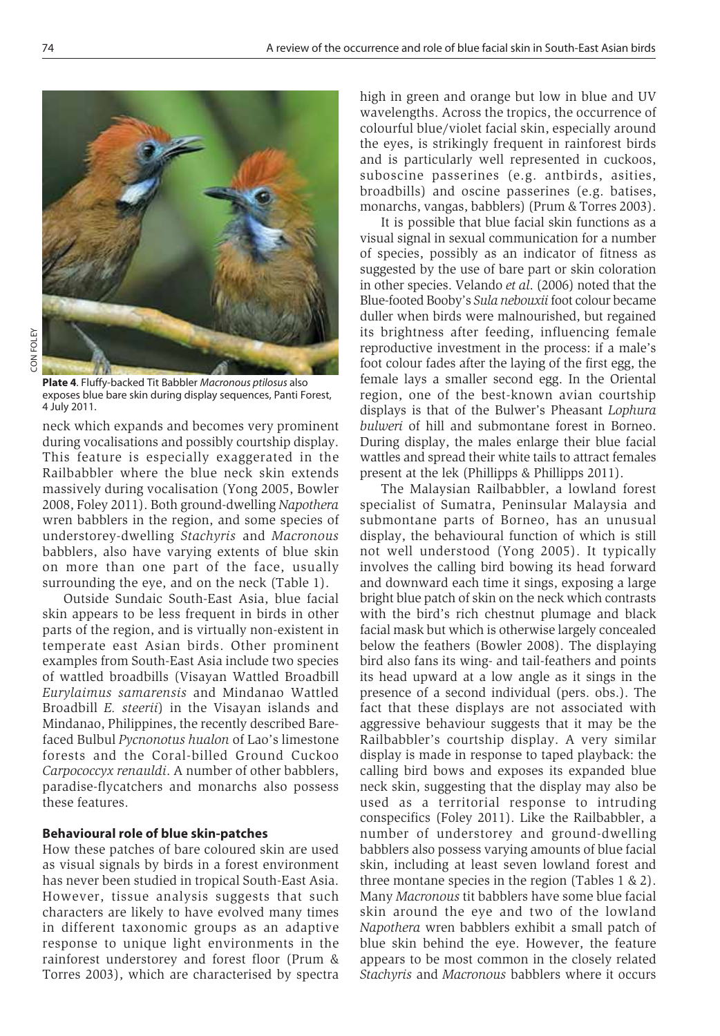CON FOLEY

**Plate 4**. Fluffy-backed Tit Babbler *Macronous ptilosus* also exposes blue bare skin during display sequences, Panti Forest, 4 July 2011.

neck which expands and becomes very prominent during vocalisations and possibly courtship display. This feature is especially exaggerated in the Railbabbler where the blue neck skin extends massively during vocalisation (Yong 2005, Bowler 2008, Foley 2011). Both ground-dwelling *Napothera* wren babblers in the region, and some species of understorey-dwelling *Stachyris* and *Macronous* babblers, also have varying extents of blue skin on more than one part of the face, usually surrounding the eye, and on the neck (Table 1).

Outside Sundaic South-East Asia, blue facial skin appears to be less frequent in birds in other parts of the region, and is virtually non-existent in temperate east Asian birds. Other prominent examples from South-East Asia include two species of wattled broadbills (Visayan Wattled Broadbill *Eurylaimus samarensis* and Mindanao Wattled Broadbill *E. steerii*) in the Visayan islands and Mindanao, Philippines, the recently described Bare-faced Bulbul *Pycnonotus hualon* of Lao's limestone forests and the Coral-billed Ground Cuckoo *Carpococcyx renauldi*. A number of other babblers, paradise-flycatchers and monarchs also possess these features.

## Behavioural role of blue skin-patches

How these patches of bare coloured skin are used as visual signals by birds in a forest environment has never been studied in tropical South-East Asia. However, tissue analysis suggests that such characters are likely to have evolved many times in different taxonomic groups as an adaptive response to unique light environments in the rainforest understorey and forest floor (Prum & Torres 2003), which are characterised by spectra high in green and orange but low in blue and UV wavelengths. Across the tropics, the occurrence of colourful blue/violet facial skin, especially around the eyes, is strikingly frequent in rainforest birds and is particularly well represented in cuckoos, suboscine passerines (e.g. antbirds, asities, broadbills) and oscine passerines (e.g. batises, monarchs, vangas, babblers) (Prum & Torres 2003).

It is possible that blue facial skin functions as a visual signal in sexual communication for a number of species, possibly as an indicator of fitness as suggested by the use of bare part or skin coloration in other species. Velando *et al*. (2006) noted that the Blue-footed Booby's *Sula nebouxii* foot colour became duller when birds were malnourished, but regained its brightness after feeding, influencing female reproductive investment in the process: if a male's foot colour fades after the laying of the first egg, the female lays a smaller second egg. In the Oriental region, one of the best-known avian courtship displays is that of the Bulwer's Pheasant *Lophura bulweri* of hill and submontane forest in Borneo. During display, the males enlarge their blue facial wattles and spread their white tails to attract females present at the lek (Phillipps & Phillipps 2011).

The Malaysian Railbabbler, a lowland forest specialist of Sumatra, Peninsular Malaysia and submontane parts of Borneo, has an unusual display, the behavioural function of which is still not well understood (Yong 2005). It typically involves the calling bird bowing its head forward and downward each time it sings, exposing a large bright blue patch of skin on the neck which contrasts with the bird's rich chestnut plumage and black facial mask but which is otherwise largely concealed below the feathers (Bowler 2008). The displaying bird also fans its wing- and tail-feathers and points its head upward at a low angle as it sings in the presence of a second individual (pers. obs.). The fact that these displays are not associated with aggressive behaviour suggests that it may be the Railbabbler's courtship display. A very similar display is made in response to taped playback: the calling bird bows and exposes its expanded blue neck skin, suggesting that the display may also be used as a territorial response to intruding conspecifics (Foley 2011). Like the Railbabbler, a number of understorey and ground-dwelling babblers also possess varying amounts of blue facial skin, including at least seven lowland forest and three montane species in the region (Tables 1 & 2). Many *Macronous* tit babblers have some blue facial skin around the eye and two of the lowland *Napothera* wren babblers exhibit a small patch of blue skin behind the eye. However, the feature appears to be most common in the closely related *Stachyris* and *Macronous* babblers where it occurs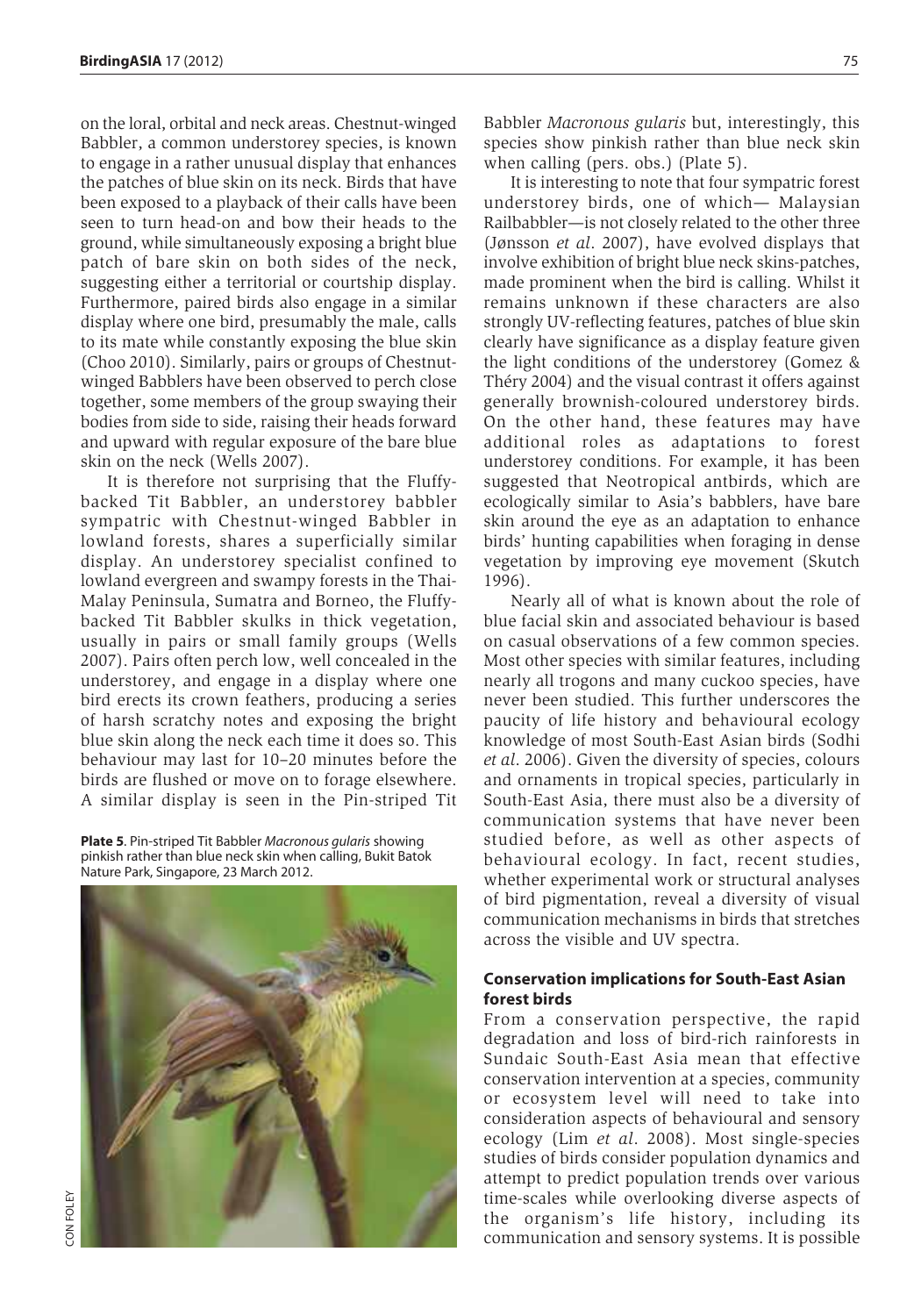on the loral, orbital and neck areas. Chestnut-winged Babbler, a common understorey species, is known to engage in a rather unusual display that enhances the patches of blue skin on its neck. Birds that have been exposed to a playback of their calls have been seen to turn head-on and bow their heads to the ground, while simultaneously exposing a bright blue patch of bare skin on both sides of the neck, suggesting either a territorial or courtship display. Furthermore, paired birds also engage in a similar display where one bird, presumably the male, calls to its mate while constantly exposing the blue skin (Choo 2010). Similarly, pairs or groups of Chestnut-winged Babblers have been observed to perch close together, some members of the group swaying their bodies from side to side, raising their heads forward and upward with regular exposure of the bare blue skin on the neck (Wells 2007).

It is therefore not surprising that the Fluffy-backed Tit Babbler, an understorey babbler sympatric with Chestnut-winged Babbler in lowland forests, shares a superficially similar display. An understorey specialist confined to lowland evergreen and swampy forests in the Thai-Malay Peninsula, Sumatra and Borneo, the Fluffy-backed Tit Babbler skulks in thick vegetation, usually in pairs or small family groups (Wells 2007). Pairs often perch low, well concealed in the understorey, and engage in a display where one bird erects its crown feathers, producing a series of harsh scratchy notes and exposing the bright blue skin along the neck each time it does so. This behaviour may last for 10–20 minutes before the birds are flushed or move on to forage elsewhere. A similar display is seen in the Pin-striped Tit Babbler *Macronous gularis* but, interestingly, this species show pinkish rather than blue neck skin when calling (pers. obs.) (Plate 5).

**Plate 5**. Pin-striped Tit Babbler *Macronous gularis* showing pinkish rather than blue neck skin when calling, Bukit Batok Nature Park, Singapore, 23 March 2012.

CON FOLEY

It is interesting to note that four sympatric forest understorey birds, one of which— Malaysian Railbabbler—is not closely related to the other three (Jønsson *et al*. 2007), have evolved displays that involve exhibition of bright blue neck skins-patches, made prominent when the bird is calling. Whilst it remains unknown if these characters are also strongly UV-reflecting features, patches of blue skin clearly have significance as a display feature given the light conditions of the understorey (Gomez & Théry 2004) and the visual contrast it offers against generally brownish-coloured understorey birds. On the other hand, these features may have additional roles as adaptations to forest understorey conditions. For example, it has been suggested that Neotropical antbirds, which are ecologically similar to Asia's babblers, have bare skin around the eye as an adaptation to enhance birds' hunting capabilities when foraging in dense vegetation by improving eye movement (Skutch 1996).

Nearly all of what is known about the role of blue facial skin and associated behaviour is based on casual observations of a few common species. Most other species with similar features, including nearly all trogons and many cuckoo species, have never been studied. This further underscores the paucity of life history and behavioural ecology knowledge of most South-East Asian birds (Sodhi *et al*. 2006). Given the diversity of species, colours and ornaments in tropical species, particularly in South-East Asia, there must also be a diversity of communication systems that have never been studied before, as well as other aspects of behavioural ecology. In fact, recent studies, whether experimental work or structural analyses of bird pigmentation, reveal a diversity of visual communication mechanisms in birds that stretches across the visible and UV spectra.

### Conservation implications for South-East Asian forest birds

From a conservation perspective, the rapid degradation and loss of bird-rich rainforests in Sundaic South-East Asia mean that effective conservation intervention at a species, community or ecosystem level will need to take into consideration aspects of behavioural and sensory ecology (Lim *et al*. 2008). Most single-species studies of birds consider population dynamics and attempt to predict population trends over various time-scales while overlooking diverse aspects of the organism's life history, including its communication and sensory systems. It is possible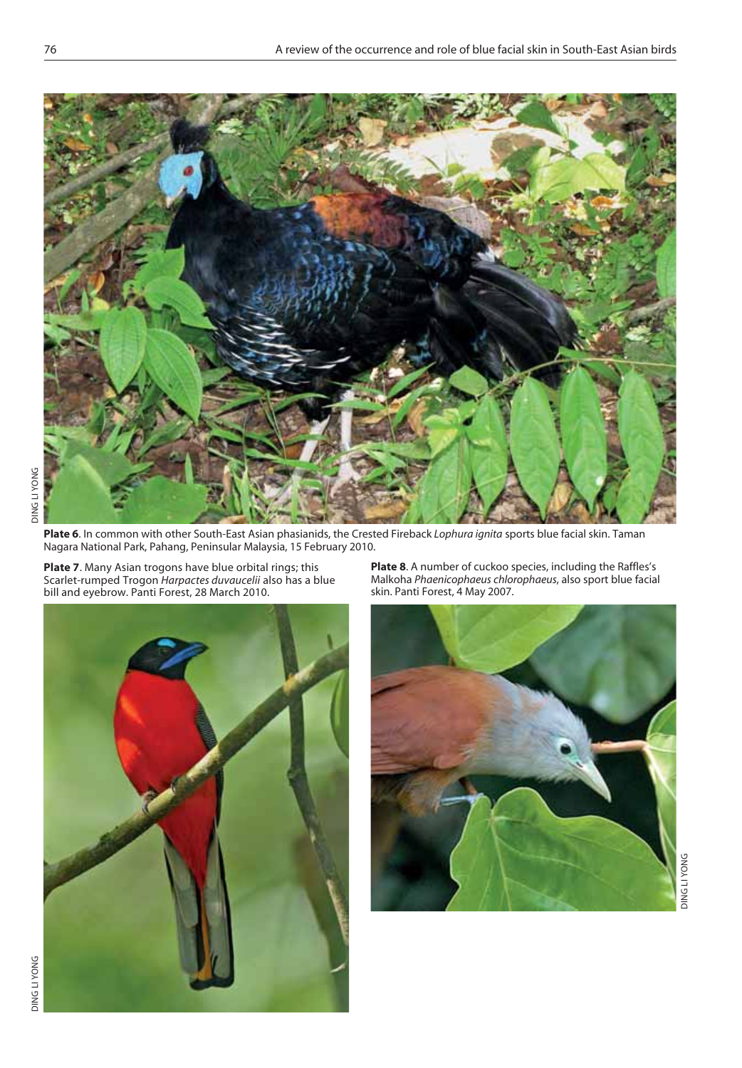**Plate 6**. In common with other South-East Asian phasianids, the Crested Fireback *Lophura ignita* sports blue facial skin. Taman Nagara National Park, Pahang, Peninsular Malaysia, 15 February 2010.

**Plate 7**. Many Asian trogons have blue orbital rings; this Scarlet-rumped Trogon *Harpactes duvaucelii* also has a blue bill and eyebrow. Panti Forest, 28 March 2010.

**Plate 8**. A number of cuckoo species, including the Raffles's Malkoha *Phaenicophaeus chlorophaeus*, also sport blue facial skin. Panti Forest, 4 May 2007.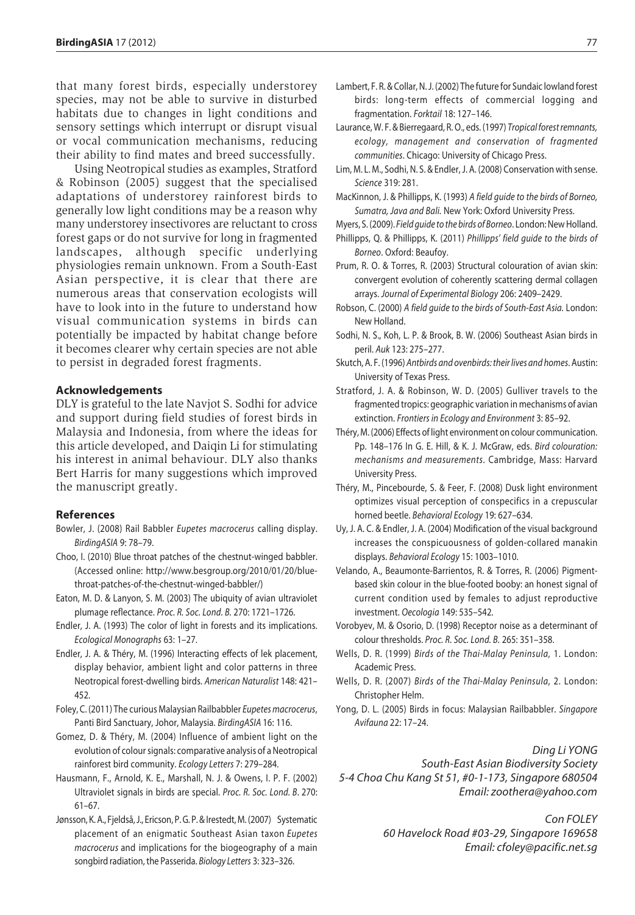that many forest birds, especially understorey species, may not be able to survive in disturbed habitats due to changes in light conditions and sensory settings which interrupt or disrupt visual or vocal communication mechanisms, reducing their ability to find mates and breed successfully.

Using Neotropical studies as examples, Stratford & Robinson (2005) suggest that the specialised adaptations of understorey rainforest birds to generally low light conditions may be a reason why many understorey insectivores are reluctant to cross forest gaps or do not survive for long in fragmented landscapes, although specific underlying physiologies remain unknown. From a South-East Asian perspective, it is clear that there are numerous areas that conservation ecologists will have to look into in the future to understand how visual communication systems in birds can potentially be impacted by habitat change before it becomes clearer why certain species are not able to persist in degraded forest fragments.

## Acknowledgements

DLY is grateful to the late Navjot S. Sodhi for advice and support during field studies of forest birds in Malaysia and Indonesia, from where the ideas for this article developed, and Daiqin Li for stimulating his interest in animal behaviour. DLY also thanks Bert Harris for many suggestions which improved the manuscript greatly.

## References

Bowler, J. (2008) Rail Babbler *Eupetes macrocerus* calling display. *BirdingASIA* 9: 78–79.

Choo, I. (2010) Blue throat patches of the chestnut-winged babbler. (Accessed online: http://www.besgroup.org/2010/01/20/blue-throat-patches-of-the-chestnut-winged-babbler/)

Eaton, M. D. & Lanyon, S. M. (2003) The ubiquity of avian ultraviolet plumage reflectance. *Proc. R. Soc. Lond. B.* 270: 1721–1726.

Endler, J. A. (1993) The color of light in forests and its implications. *Ecological Monographs* 63: 1–27.

Endler, J. A. & Théry, M. (1996) Interacting effects of lek placement, display behavior, ambient light and color patterns in three Neotropical forest-dwelling birds. *American Naturalist* 148: 421–452.

Foley, C. (2011) The curious Malaysian Railbabbler *Eupetes macrocerus*, Panti Bird Sanctuary, Johor, Malaysia. *BirdingASIA* 16: 116.

Gomez, D. & Théry, M. (2004) Influence of ambient light on the evolution of colour signals: comparative analysis of a Neotropical rainforest bird community. *Ecology Letters* 7: 279–284.

Hausmann, F., Arnold, K. E., Marshall, N. J. & Owens, I. P. F. (2002) Ultraviolet signals in birds are special. *Proc. R. Soc. Lond. B*. 270: 61–67.

Jønsson, K. A., Fjeldså, J., Ericson, P. G. P. & Irestedt, M. (2007) Systematic placement of an enigmatic Southeast Asian taxon *Eupetes macrocerus* and implications for the biogeography of a main songbird radiation, the Passerida. *Biology Letters* 3: 323–326.

Lambert, F. R. & Collar, N. J. (2002) The future for Sundaic lowland forest birds: long-term effects of commercial logging and fragmentation. *Forktail* 18: 127–146.

Laurance, W. F. & Bierregaard, R. O., eds. (1997) *Tropical forest remnants, ecology, management and conservation of fragmented communities*. Chicago: University of Chicago Press.

Lim, M. L. M., Sodhi, N. S. & Endler, J. A. (2008) Conservation with sense. *Science* 319: 281.

MacKinnon, J. & Phillipps, K. (1993) *A field guide to the birds of Borneo, Sumatra, Java and Bali.* New York: Oxford University Press.

Myers, S. (2009). *Field guide to the birds of Borneo*. London: New Holland.

Phillipps, Q. & Phillipps, K. (2011) *Phillipps' field guide to the birds of Borneo*. Oxford: Beaufoy.

Prum, R. O. & Torres, R. (2003) Structural colouration of avian skin: convergent evolution of coherently scattering dermal collagen arrays. *Journal of Experimental Biology* 206: 2409–2429.

Robson, C. (2000) *A field guide to the birds of South-East Asia.* London: New Holland.

Sodhi, N. S., Koh, L. P. & Brook, B. W. (2006) Southeast Asian birds in peril. *Auk* 123: 275–277.

Skutch, A. F. (1996) *Antbirds and ovenbirds: their lives and homes*. Austin: University of Texas Press.

Stratford, J. A. & Robinson, W. D. (2005) Gulliver travels to the fragmented tropics: geographic variation in mechanisms of avian extinction. *Frontiers in Ecology and Environment* 3: 85–92.

Théry, M. (2006) Effects of light environment on colour communication. Pp. 148–176 In G. E. Hill, & K. J. McGraw, eds. *Bird colouration: mechanisms and measurements*. Cambridge, Mass: Harvard University Press.

Théry, M., Pincebourde, S. & Feer, F. (2008) Dusk light environment optimizes visual perception of conspecifics in a crepuscular horned beetle. *Behavioral Ecology* 19: 627–634.

Uy, J. A. C. & Endler, J. A. (2004) Modification of the visual background increases the conspicuousness of golden-collared manakin displays. *Behavioral Ecology* 15: 1003–1010.

Velando, A., Beaumonte-Barrientos, R. & Torres, R. (2006) Pigment-based skin colour in the blue-footed booby: an honest signal of current condition used by females to adjust reproductive investment. *Oecologia* 149: 535–542.

Vorobyev, M. & Osorio, D. (1998) Receptor noise as a determinant of colour thresholds. *Proc. R. Soc. Lond. B.* 265: 351–358.

Wells, D. R. (1999) *Birds of the Thai-Malay Peninsula*, 1. London: Academic Press.

Wells, D. R. (2007) *Birds of the Thai-Malay Peninsula*, 2. London: Christopher Helm.

Yong, D. L. (2005) Birds in focus: Malaysian Railbabbler. *Singapore Avifauna* 22: 17–24.

*Ding Li YONG*
*South-East Asian Biodiversity Society*
*5-4 Choa Chu Kang St 51, #0-1-173, Singapore 680504*
*Email: zoothera@yahoo.com*

*Con FOLEY*
*60 Havelock Road #03-29, Singapore 169658*
*Email: cfoley@pacific.net.sg*